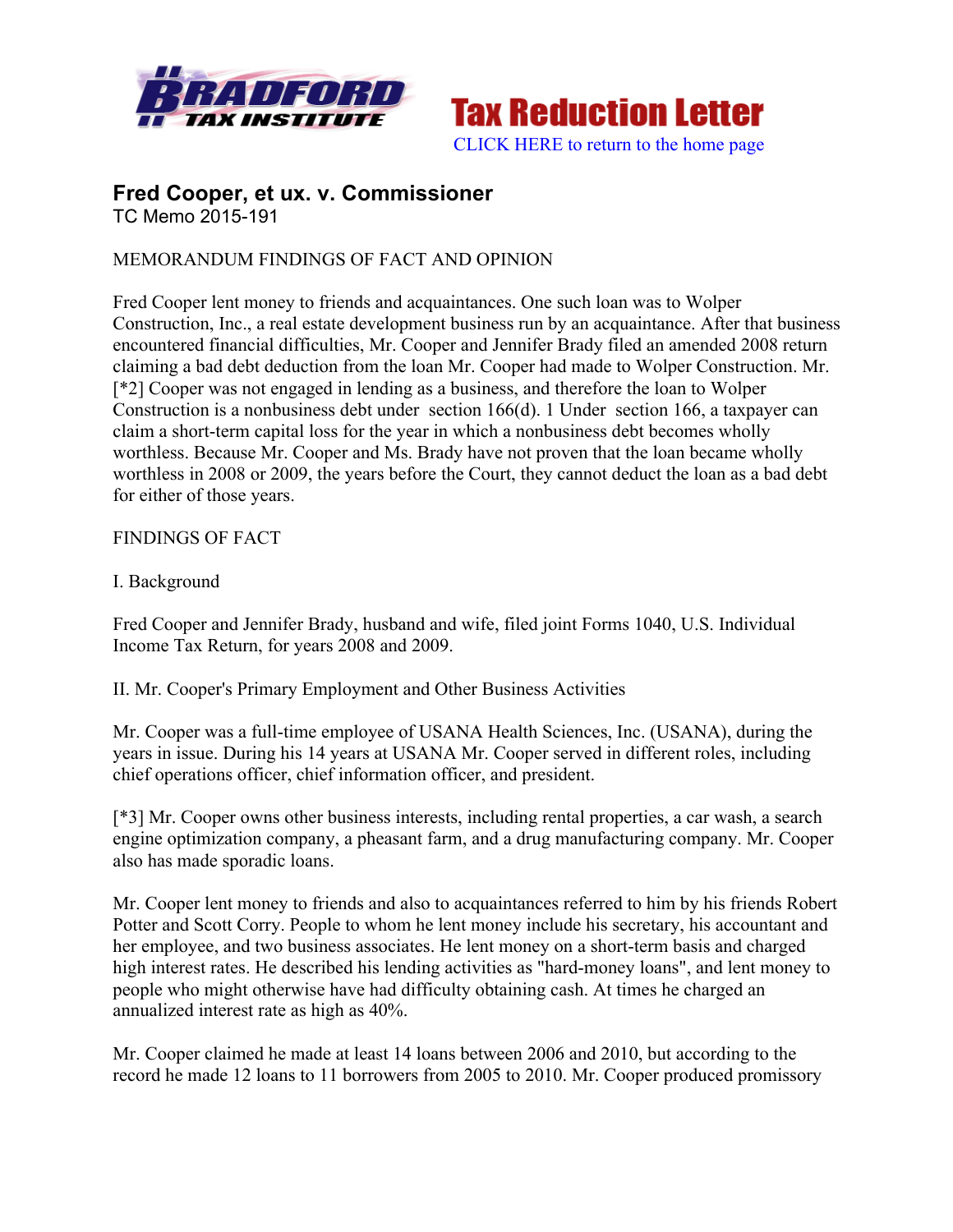Bradford Tax Institute — Tax Reduction Letter

CLICK HERE to return to the home page

## Fred Cooper, et ux. v. Commissioner

TC Memo 2015-191

MEMORANDUM FINDINGS OF FACT AND OPINION

Fred Cooper lent money to friends and acquaintances. One such loan was to Wolper Construction, Inc., a real estate development business run by an acquaintance. After that business encountered financial difficulties, Mr. Cooper and Jennifer Brady filed an amended 2008 return claiming a bad debt deduction from the loan Mr. Cooper had made to Wolper Construction. Mr. [*2] Cooper was not engaged in lending as a business, and therefore the loan to Wolper Construction is a nonbusiness debt under section 166(d). 1 Under section 166, a taxpayer can claim a short-term capital loss for the year in which a nonbusiness debt becomes wholly worthless. Because Mr. Cooper and Ms. Brady have not proven that the loan became wholly worthless in 2008 or 2009, the years before the Court, they cannot deduct the loan as a bad debt for either of those years.

FINDINGS OF FACT

I. Background

Fred Cooper and Jennifer Brady, husband and wife, filed joint Forms 1040, U.S. Individual Income Tax Return, for years 2008 and 2009.

II. Mr. Cooper's Primary Employment and Other Business Activities

Mr. Cooper was a full-time employee of USANA Health Sciences, Inc. (USANA), during the years in issue. During his 14 years at USANA Mr. Cooper served in different roles, including chief operations officer, chief information officer, and president.

[*3] Mr. Cooper owns other business interests, including rental properties, a car wash, a search engine optimization company, a pheasant farm, and a drug manufacturing company. Mr. Cooper also has made sporadic loans.

Mr. Cooper lent money to friends and also to acquaintances referred to him by his friends Robert Potter and Scott Corry. People to whom he lent money include his secretary, his accountant and her employee, and two business associates. He lent money on a short-term basis and charged high interest rates. He described his lending activities as "hard-money loans", and lent money to people who might otherwise have had difficulty obtaining cash. At times he charged an annualized interest rate as high as 40%.

Mr. Cooper claimed he made at least 14 loans between 2006 and 2010, but according to the record he made 12 loans to 11 borrowers from 2005 to 2010. Mr. Cooper produced promissory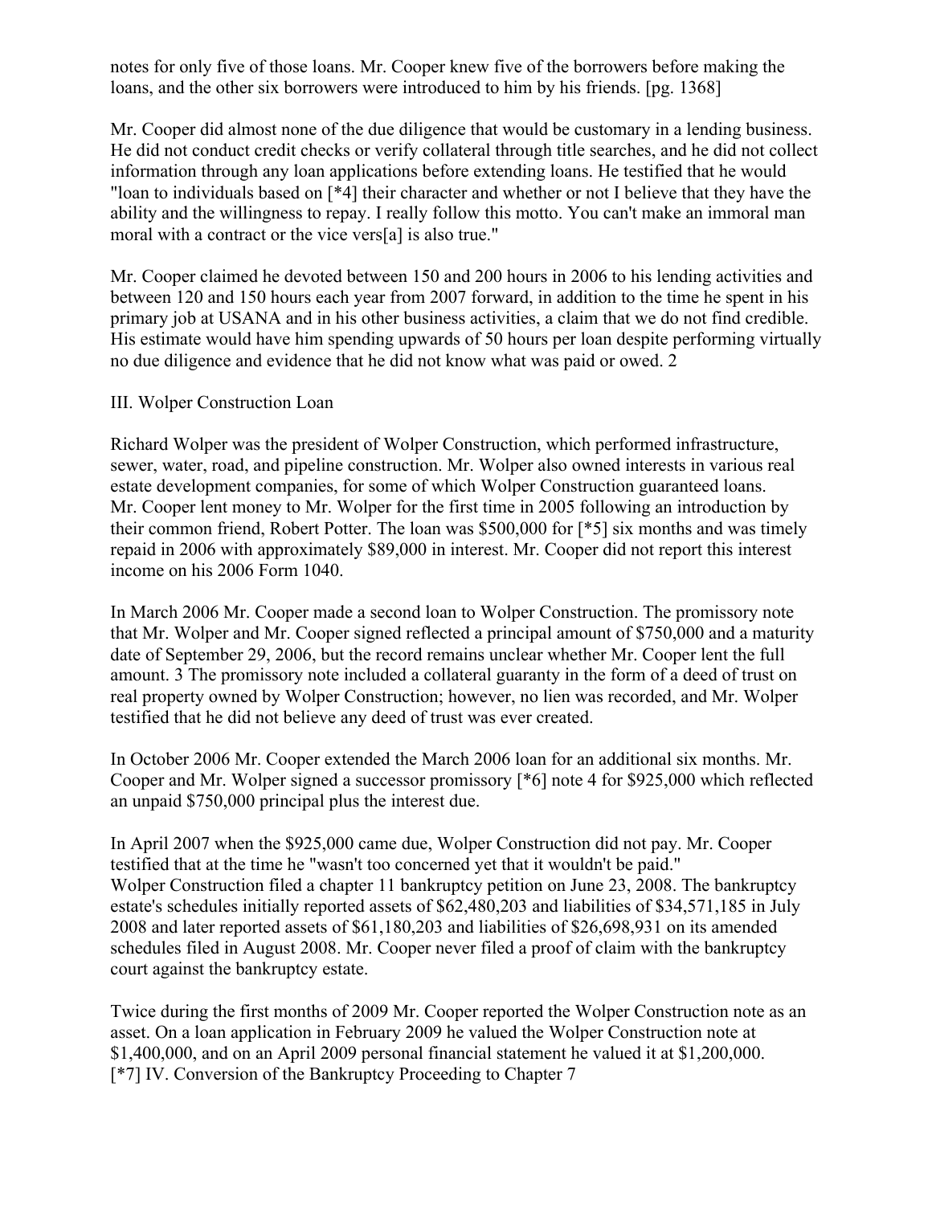notes for only five of those loans. Mr. Cooper knew five of the borrowers before making the loans, and the other six borrowers were introduced to him by his friends. [pg. 1368]

Mr. Cooper did almost none of the due diligence that would be customary in a lending business. He did not conduct credit checks or verify collateral through title searches, and he did not collect information through any loan applications before extending loans. He testified that he would "loan to individuals based on [*4] their character and whether or not I believe that they have the ability and the willingness to repay. I really follow this motto. You can't make an immoral man moral with a contract or the vice vers[a] is also true."

Mr. Cooper claimed he devoted between 150 and 200 hours in 2006 to his lending activities and between 120 and 150 hours each year from 2007 forward, in addition to the time he spent in his primary job at USANA and in his other business activities, a claim that we do not find credible. His estimate would have him spending upwards of 50 hours per loan despite performing virtually no due diligence and evidence that he did not know what was paid or owed. 2

III. Wolper Construction Loan

Richard Wolper was the president of Wolper Construction, which performed infrastructure, sewer, water, road, and pipeline construction. Mr. Wolper also owned interests in various real estate development companies, for some of which Wolper Construction guaranteed loans. Mr. Cooper lent money to Mr. Wolper for the first time in 2005 following an introduction by their common friend, Robert Potter. The loan was $500,000 for [*5] six months and was timely repaid in 2006 with approximately $89,000 in interest. Mr. Cooper did not report this interest income on his 2006 Form 1040.

In March 2006 Mr. Cooper made a second loan to Wolper Construction. The promissory note that Mr. Wolper and Mr. Cooper signed reflected a principal amount of $750,000 and a maturity date of September 29, 2006, but the record remains unclear whether Mr. Cooper lent the full amount. 3 The promissory note included a collateral guaranty in the form of a deed of trust on real property owned by Wolper Construction; however, no lien was recorded, and Mr. Wolper testified that he did not believe any deed of trust was ever created.

In October 2006 Mr. Cooper extended the March 2006 loan for an additional six months. Mr. Cooper and Mr. Wolper signed a successor promissory [*6] note 4 for $925,000 which reflected an unpaid $750,000 principal plus the interest due.

In April 2007 when the $925,000 came due, Wolper Construction did not pay. Mr. Cooper testified that at the time he "wasn't too concerned yet that it wouldn't be paid." Wolper Construction filed a chapter 11 bankruptcy petition on June 23, 2008. The bankruptcy estate's schedules initially reported assets of $62,480,203 and liabilities of $34,571,185 in July 2008 and later reported assets of $61,180,203 and liabilities of $26,698,931 on its amended schedules filed in August 2008. Mr. Cooper never filed a proof of claim with the bankruptcy court against the bankruptcy estate.

Twice during the first months of 2009 Mr. Cooper reported the Wolper Construction note as an asset. On a loan application in February 2009 he valued the Wolper Construction note at $1,400,000, and on an April 2009 personal financial statement he valued it at $1,200,000.

[*7] IV. Conversion of the Bankruptcy Proceeding to Chapter 7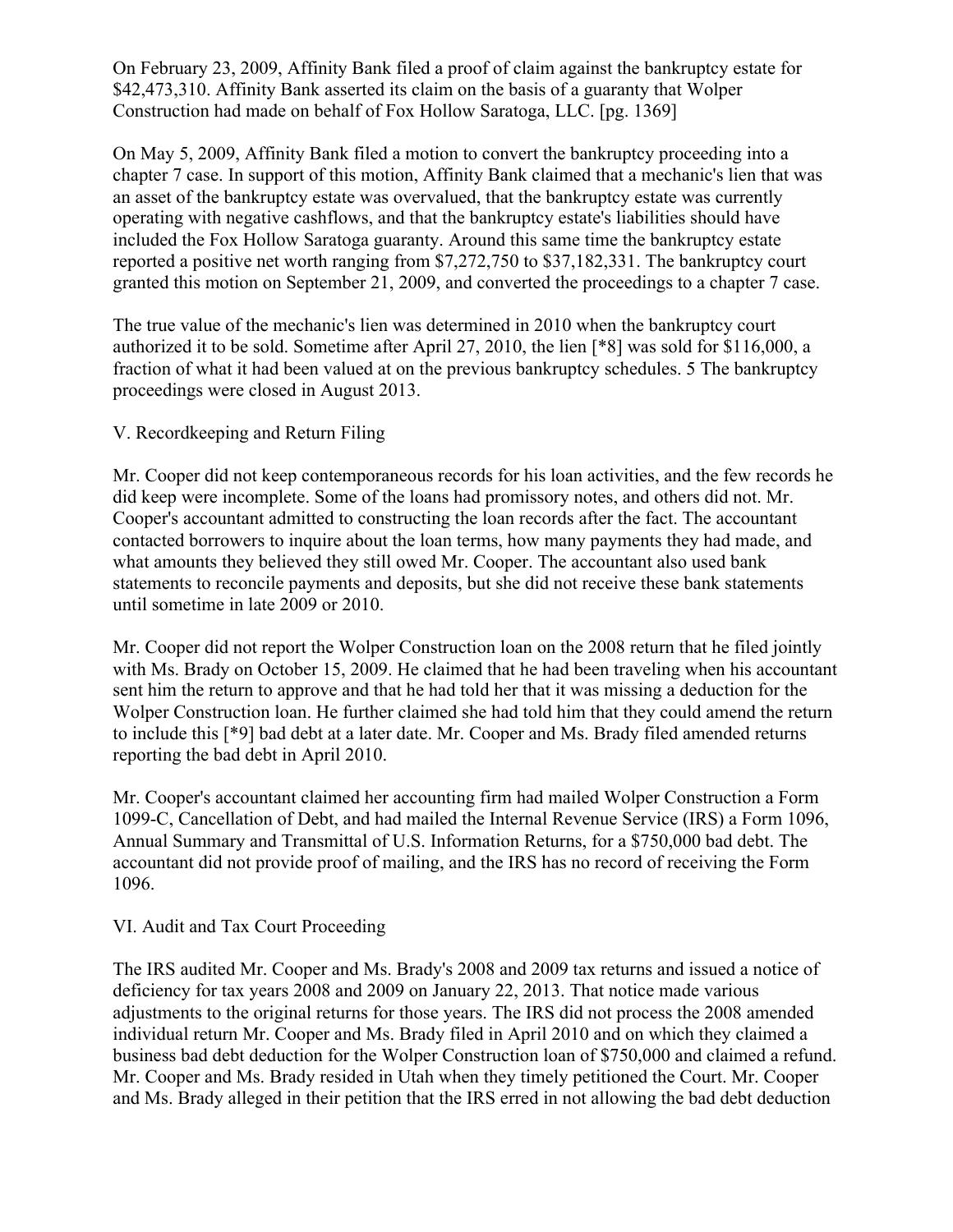On February 23, 2009, Affinity Bank filed a proof of claim against the bankruptcy estate for $42,473,310. Affinity Bank asserted its claim on the basis of a guaranty that Wolper Construction had made on behalf of Fox Hollow Saratoga, LLC. [pg. 1369]

On May 5, 2009, Affinity Bank filed a motion to convert the bankruptcy proceeding into a chapter 7 case. In support of this motion, Affinity Bank claimed that a mechanic's lien that was an asset of the bankruptcy estate was overvalued, that the bankruptcy estate was currently operating with negative cashflows, and that the bankruptcy estate's liabilities should have included the Fox Hollow Saratoga guaranty. Around this same time the bankruptcy estate reported a positive net worth ranging from $7,272,750 to $37,182,331. The bankruptcy court granted this motion on September 21, 2009, and converted the proceedings to a chapter 7 case.

The true value of the mechanic's lien was determined in 2010 when the bankruptcy court authorized it to be sold. Sometime after April 27, 2010, the lien [*8] was sold for $116,000, a fraction of what it had been valued at on the previous bankruptcy schedules. 5 The bankruptcy proceedings were closed in August 2013.

## V. Recordkeeping and Return Filing

Mr. Cooper did not keep contemporaneous records for his loan activities, and the few records he did keep were incomplete. Some of the loans had promissory notes, and others did not. Mr. Cooper's accountant admitted to constructing the loan records after the fact. The accountant contacted borrowers to inquire about the loan terms, how many payments they had made, and what amounts they believed they still owed Mr. Cooper. The accountant also used bank statements to reconcile payments and deposits, but she did not receive these bank statements until sometime in late 2009 or 2010.

Mr. Cooper did not report the Wolper Construction loan on the 2008 return that he filed jointly with Ms. Brady on October 15, 2009. He claimed that he had been traveling when his accountant sent him the return to approve and that he had told her that it was missing a deduction for the Wolper Construction loan. He further claimed she had told him that they could amend the return to include this [*9] bad debt at a later date. Mr. Cooper and Ms. Brady filed amended returns reporting the bad debt in April 2010.

Mr. Cooper's accountant claimed her accounting firm had mailed Wolper Construction a Form 1099-C, Cancellation of Debt, and had mailed the Internal Revenue Service (IRS) a Form 1096, Annual Summary and Transmittal of U.S. Information Returns, for a $750,000 bad debt. The accountant did not provide proof of mailing, and the IRS has no record of receiving the Form 1096.

## VI. Audit and Tax Court Proceeding

The IRS audited Mr. Cooper and Ms. Brady's 2008 and 2009 tax returns and issued a notice of deficiency for tax years 2008 and 2009 on January 22, 2013. That notice made various adjustments to the original returns for those years. The IRS did not process the 2008 amended individual return Mr. Cooper and Ms. Brady filed in April 2010 and on which they claimed a business bad debt deduction for the Wolper Construction loan of $750,000 and claimed a refund. Mr. Cooper and Ms. Brady resided in Utah when they timely petitioned the Court. Mr. Cooper and Ms. Brady alleged in their petition that the IRS erred in not allowing the bad debt deduction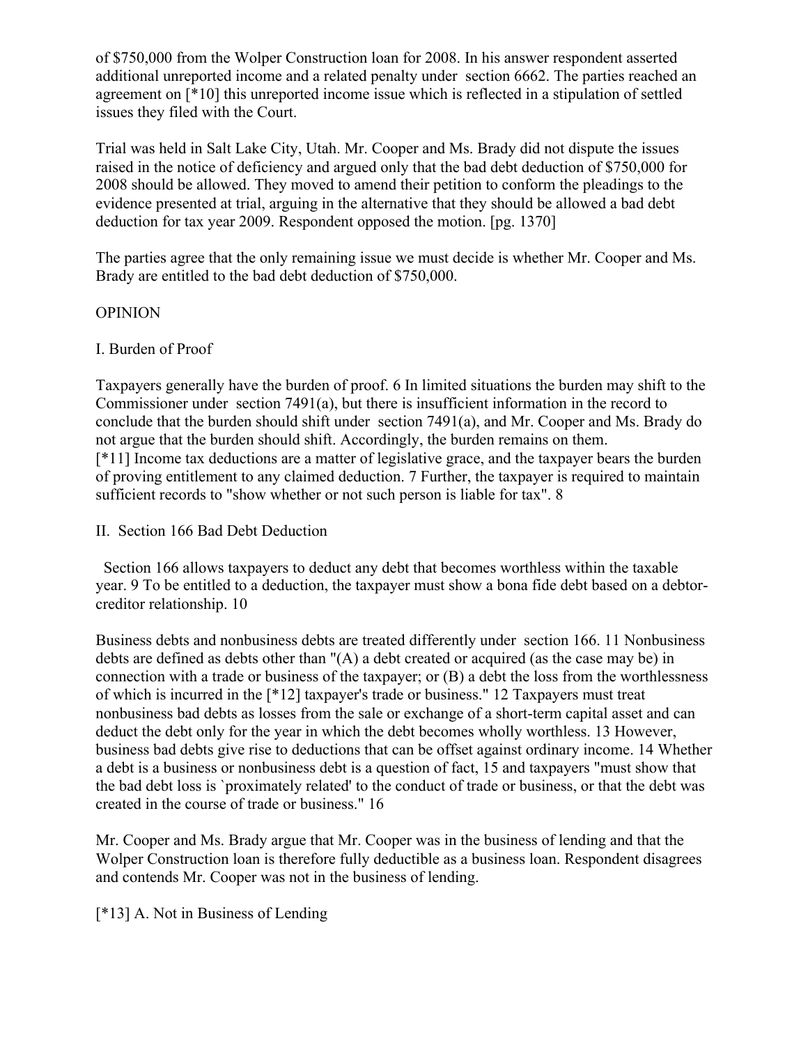of $750,000 from the Wolper Construction loan for 2008. In his answer respondent asserted additional unreported income and a related penalty under section 6662. The parties reached an agreement on [*10] this unreported income issue which is reflected in a stipulation of settled issues they filed with the Court.

Trial was held in Salt Lake City, Utah. Mr. Cooper and Ms. Brady did not dispute the issues raised in the notice of deficiency and argued only that the bad debt deduction of $750,000 for 2008 should be allowed. They moved to amend their petition to conform the pleadings to the evidence presented at trial, arguing in the alternative that they should be allowed a bad debt deduction for tax year 2009. Respondent opposed the motion. [pg. 1370]

The parties agree that the only remaining issue we must decide is whether Mr. Cooper and Ms. Brady are entitled to the bad debt deduction of $750,000.

## OPINION

### I. Burden of Proof

Taxpayers generally have the burden of proof. 6 In limited situations the burden may shift to the Commissioner under section 7491(a), but there is insufficient information in the record to conclude that the burden should shift under section 7491(a), and Mr. Cooper and Ms. Brady do not argue that the burden should shift. Accordingly, the burden remains on them.
[*11] Income tax deductions are a matter of legislative grace, and the taxpayer bears the burden of proving entitlement to any claimed deduction. 7 Further, the taxpayer is required to maintain sufficient records to "show whether or not such person is liable for tax". 8

### II. Section 166 Bad Debt Deduction

Section 166 allows taxpayers to deduct any debt that becomes worthless within the taxable year. 9 To be entitled to a deduction, the taxpayer must show a bona fide debt based on a debtor-creditor relationship. 10

Business debts and nonbusiness debts are treated differently under section 166. 11 Nonbusiness debts are defined as debts other than "(A) a debt created or acquired (as the case may be) in connection with a trade or business of the taxpayer; or (B) a debt the loss from the worthlessness of which is incurred in the [*12] taxpayer's trade or business." 12 Taxpayers must treat nonbusiness bad debts as losses from the sale or exchange of a short-term capital asset and can deduct the debt only for the year in which the debt becomes wholly worthless. 13 However, business bad debts give rise to deductions that can be offset against ordinary income. 14 Whether a debt is a business or nonbusiness debt is a question of fact, 15 and taxpayers "must show that the bad debt loss is `proximately related' to the conduct of trade or business, or that the debt was created in the course of trade or business." 16

Mr. Cooper and Ms. Brady argue that Mr. Cooper was in the business of lending and that the Wolper Construction loan is therefore fully deductible as a business loan. Respondent disagrees and contends Mr. Cooper was not in the business of lending.

#### [*13] A. Not in Business of Lending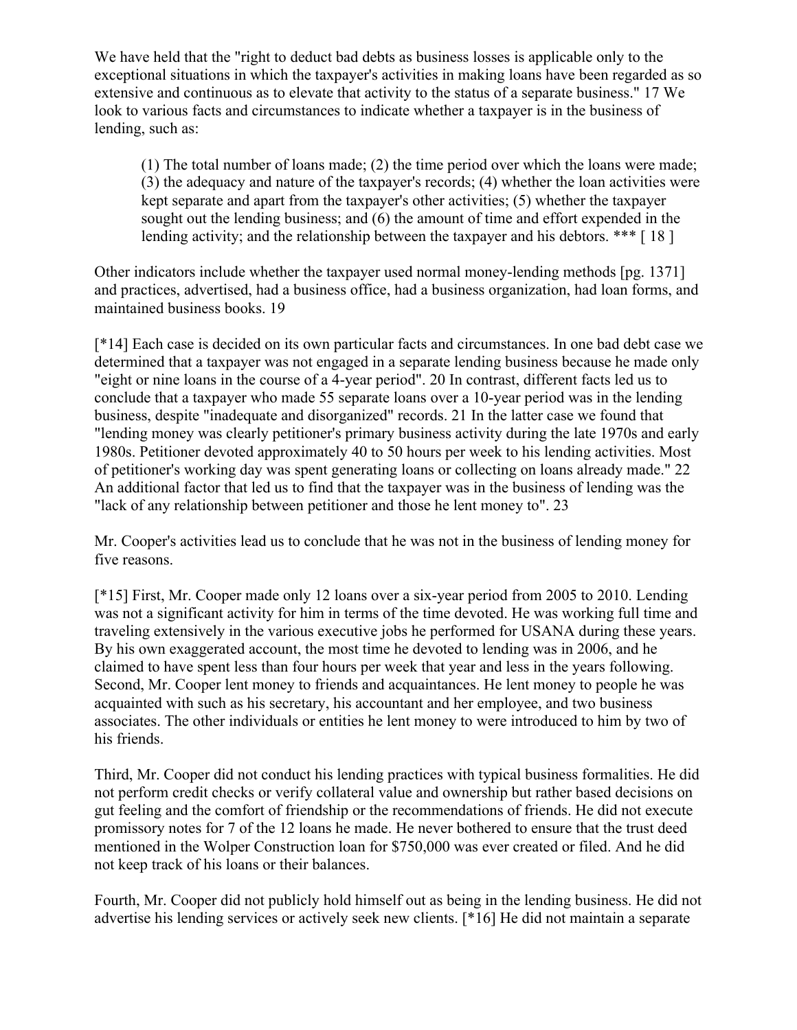We have held that the "right to deduct bad debts as business losses is applicable only to the exceptional situations in which the taxpayer's activities in making loans have been regarded as so extensive and continuous as to elevate that activity to the status of a separate business." 17 We look to various facts and circumstances to indicate whether a taxpayer is in the business of lending, such as:

> (1) The total number of loans made; (2) the time period over which the loans were made; (3) the adequacy and nature of the taxpayer's records; (4) whether the loan activities were kept separate and apart from the taxpayer's other activities; (5) whether the taxpayer sought out the lending business; and (6) the amount of time and effort expended in the lending activity; and the relationship between the taxpayer and his debtors. *** [ 18 ]

Other indicators include whether the taxpayer used normal money-lending methods [pg. 1371] and practices, advertised, had a business office, had a business organization, had loan forms, and maintained business books. 19

[*14] Each case is decided on its own particular facts and circumstances. In one bad debt case we determined that a taxpayer was not engaged in a separate lending business because he made only "eight or nine loans in the course of a 4-year period". 20 In contrast, different facts led us to conclude that a taxpayer who made 55 separate loans over a 10-year period was in the lending business, despite "inadequate and disorganized" records. 21 In the latter case we found that "lending money was clearly petitioner's primary business activity during the late 1970s and early 1980s. Petitioner devoted approximately 40 to 50 hours per week to his lending activities. Most of petitioner's working day was spent generating loans or collecting on loans already made." 22 An additional factor that led us to find that the taxpayer was in the business of lending was the "lack of any relationship between petitioner and those he lent money to". 23

Mr. Cooper's activities lead us to conclude that he was not in the business of lending money for five reasons.

[*15] First, Mr. Cooper made only 12 loans over a six-year period from 2005 to 2010. Lending was not a significant activity for him in terms of the time devoted. He was working full time and traveling extensively in the various executive jobs he performed for USANA during these years. By his own exaggerated account, the most time he devoted to lending was in 2006, and he claimed to have spent less than four hours per week that year and less in the years following. Second, Mr. Cooper lent money to friends and acquaintances. He lent money to people he was acquainted with such as his secretary, his accountant and her employee, and two business associates. The other individuals or entities he lent money to were introduced to him by two of his friends.

Third, Mr. Cooper did not conduct his lending practices with typical business formalities. He did not perform credit checks or verify collateral value and ownership but rather based decisions on gut feeling and the comfort of friendship or the recommendations of friends. He did not execute promissory notes for 7 of the 12 loans he made. He never bothered to ensure that the trust deed mentioned in the Wolper Construction loan for $750,000 was ever created or filed. And he did not keep track of his loans or their balances.

Fourth, Mr. Cooper did not publicly hold himself out as being in the lending business. He did not advertise his lending services or actively seek new clients. [*16] He did not maintain a separate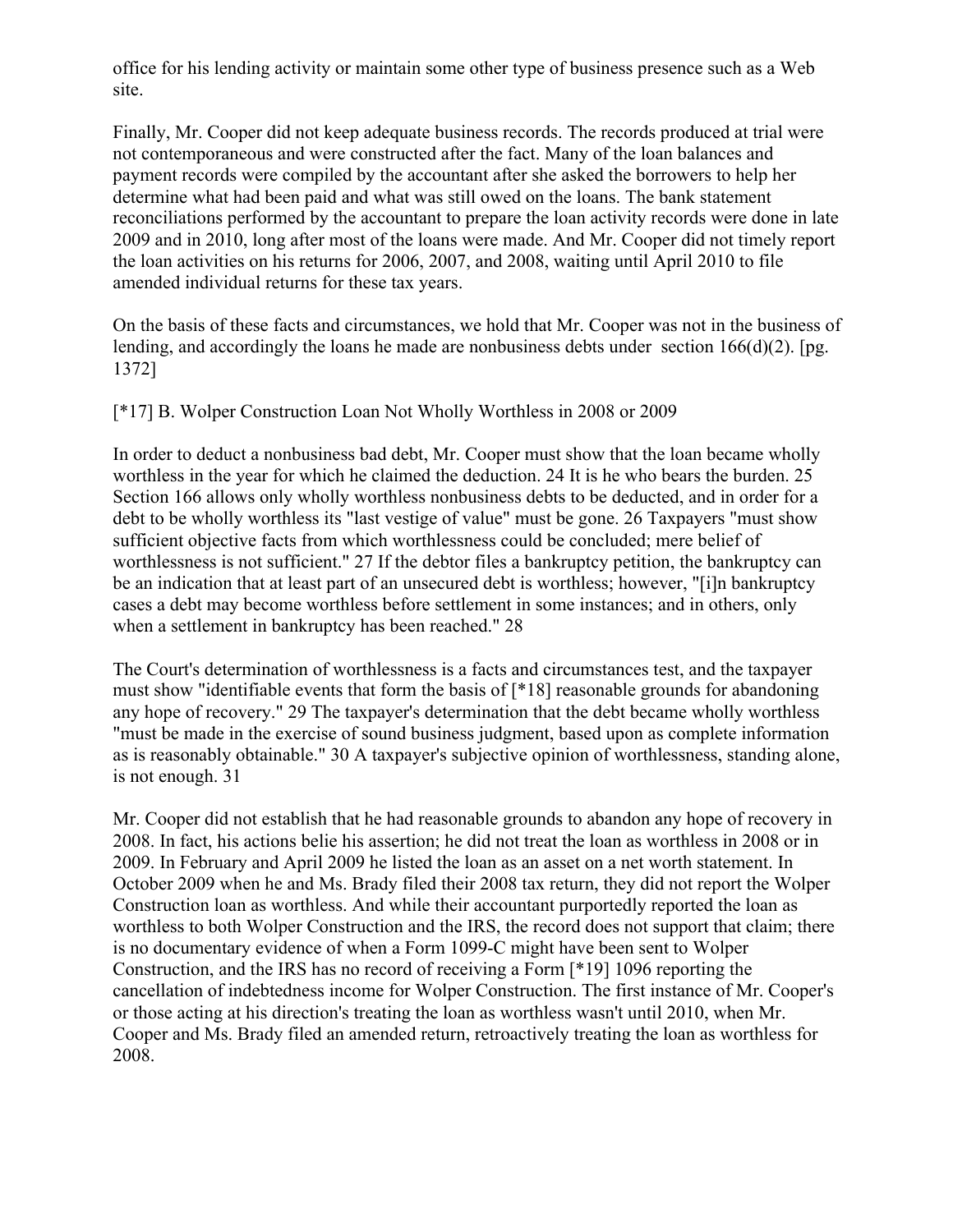office for his lending activity or maintain some other type of business presence such as a Web site.

Finally, Mr. Cooper did not keep adequate business records. The records produced at trial were not contemporaneous and were constructed after the fact. Many of the loan balances and payment records were compiled by the accountant after she asked the borrowers to help her determine what had been paid and what was still owed on the loans. The bank statement reconciliations performed by the accountant to prepare the loan activity records were done in late 2009 and in 2010, long after most of the loans were made. And Mr. Cooper did not timely report the loan activities on his returns for 2006, 2007, and 2008, waiting until April 2010 to file amended individual returns for these tax years.

On the basis of these facts and circumstances, we hold that Mr. Cooper was not in the business of lending, and accordingly the loans he made are nonbusiness debts under section 166(d)(2). [pg. 1372]

[*17] B. Wolper Construction Loan Not Wholly Worthless in 2008 or 2009

In order to deduct a nonbusiness bad debt, Mr. Cooper must show that the loan became wholly worthless in the year for which he claimed the deduction. 24 It is he who bears the burden. 25 Section 166 allows only wholly worthless nonbusiness debts to be deducted, and in order for a debt to be wholly worthless its "last vestige of value" must be gone. 26 Taxpayers "must show sufficient objective facts from which worthlessness could be concluded; mere belief of worthlessness is not sufficient." 27 If the debtor files a bankruptcy petition, the bankruptcy can be an indication that at least part of an unsecured debt is worthless; however, "[i]n bankruptcy cases a debt may become worthless before settlement in some instances; and in others, only when a settlement in bankruptcy has been reached." 28

The Court's determination of worthlessness is a facts and circumstances test, and the taxpayer must show "identifiable events that form the basis of [*18] reasonable grounds for abandoning any hope of recovery." 29 The taxpayer's determination that the debt became wholly worthless "must be made in the exercise of sound business judgment, based upon as complete information as is reasonably obtainable." 30 A taxpayer's subjective opinion of worthlessness, standing alone, is not enough. 31

Mr. Cooper did not establish that he had reasonable grounds to abandon any hope of recovery in 2008. In fact, his actions belie his assertion; he did not treat the loan as worthless in 2008 or in 2009. In February and April 2009 he listed the loan as an asset on a net worth statement. In October 2009 when he and Ms. Brady filed their 2008 tax return, they did not report the Wolper Construction loan as worthless. And while their accountant purportedly reported the loan as worthless to both Wolper Construction and the IRS, the record does not support that claim; there is no documentary evidence of when a Form 1099-C might have been sent to Wolper Construction, and the IRS has no record of receiving a Form [*19] 1096 reporting the cancellation of indebtedness income for Wolper Construction. The first instance of Mr. Cooper's or those acting at his direction's treating the loan as worthless wasn't until 2010, when Mr. Cooper and Ms. Brady filed an amended return, retroactively treating the loan as worthless for 2008.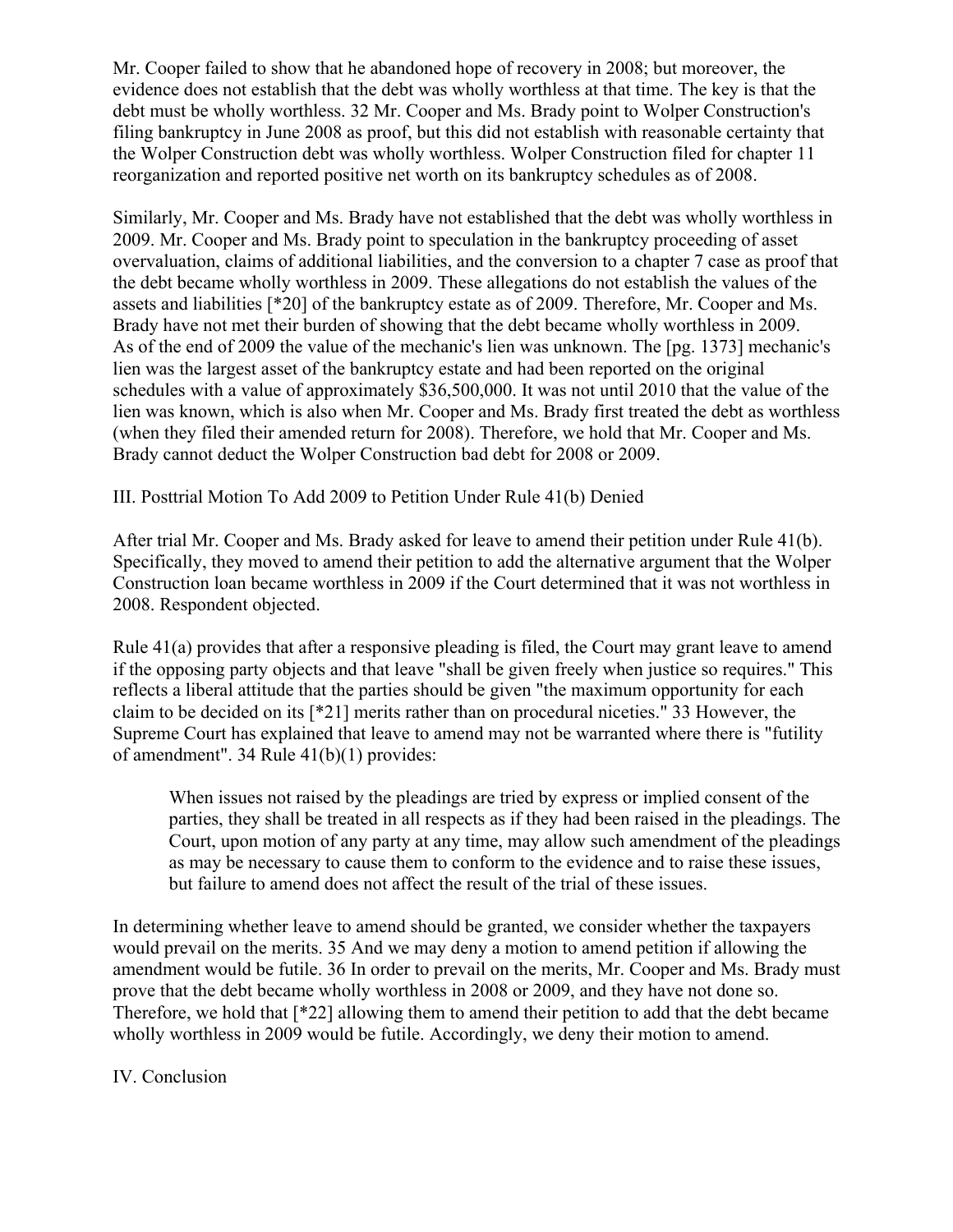Mr. Cooper failed to show that he abandoned hope of recovery in 2008; but moreover, the evidence does not establish that the debt was wholly worthless at that time. The key is that the debt must be wholly worthless. 32 Mr. Cooper and Ms. Brady point to Wolper Construction's filing bankruptcy in June 2008 as proof, but this did not establish with reasonable certainty that the Wolper Construction debt was wholly worthless. Wolper Construction filed for chapter 11 reorganization and reported positive net worth on its bankruptcy schedules as of 2008.

Similarly, Mr. Cooper and Ms. Brady have not established that the debt was wholly worthless in 2009. Mr. Cooper and Ms. Brady point to speculation in the bankruptcy proceeding of asset overvaluation, claims of additional liabilities, and the conversion to a chapter 7 case as proof that the debt became wholly worthless in 2009. These allegations do not establish the values of the assets and liabilities [*20] of the bankruptcy estate as of 2009. Therefore, Mr. Cooper and Ms. Brady have not met their burden of showing that the debt became wholly worthless in 2009. As of the end of 2009 the value of the mechanic's lien was unknown. The [pg. 1373] mechanic's lien was the largest asset of the bankruptcy estate and had been reported on the original schedules with a value of approximately $36,500,000. It was not until 2010 that the value of the lien was known, which is also when Mr. Cooper and Ms. Brady first treated the debt as worthless (when they filed their amended return for 2008). Therefore, we hold that Mr. Cooper and Ms. Brady cannot deduct the Wolper Construction bad debt for 2008 or 2009.

## III. Posttrial Motion To Add 2009 to Petition Under Rule 41(b) Denied

After trial Mr. Cooper and Ms. Brady asked for leave to amend their petition under Rule 41(b). Specifically, they moved to amend their petition to add the alternative argument that the Wolper Construction loan became worthless in 2009 if the Court determined that it was not worthless in 2008. Respondent objected.

Rule 41(a) provides that after a responsive pleading is filed, the Court may grant leave to amend if the opposing party objects and that leave "shall be given freely when justice so requires." This reflects a liberal attitude that the parties should be given "the maximum opportunity for each claim to be decided on its [*21] merits rather than on procedural niceties." 33 However, the Supreme Court has explained that leave to amend may not be warranted where there is "futility of amendment". 34 Rule 41(b)(1) provides:

> When issues not raised by the pleadings are tried by express or implied consent of the parties, they shall be treated in all respects as if they had been raised in the pleadings. The Court, upon motion of any party at any time, may allow such amendment of the pleadings as may be necessary to cause them to conform to the evidence and to raise these issues, but failure to amend does not affect the result of the trial of these issues.

In determining whether leave to amend should be granted, we consider whether the taxpayers would prevail on the merits. 35 And we may deny a motion to amend petition if allowing the amendment would be futile. 36 In order to prevail on the merits, Mr. Cooper and Ms. Brady must prove that the debt became wholly worthless in 2008 or 2009, and they have not done so. Therefore, we hold that [*22] allowing them to amend their petition to add that the debt became wholly worthless in 2009 would be futile. Accordingly, we deny their motion to amend.

## IV. Conclusion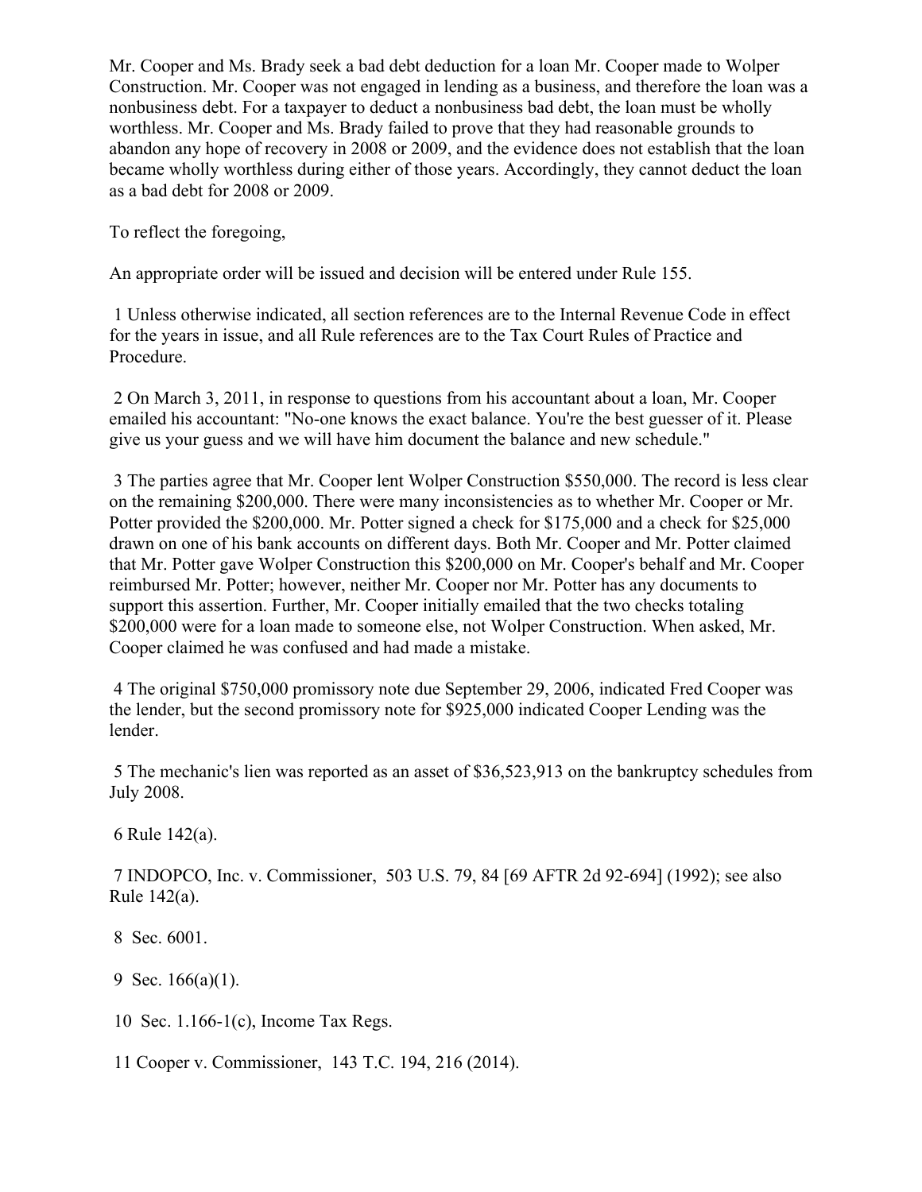Mr. Cooper and Ms. Brady seek a bad debt deduction for a loan Mr. Cooper made to Wolper Construction. Mr. Cooper was not engaged in lending as a business, and therefore the loan was a nonbusiness debt. For a taxpayer to deduct a nonbusiness bad debt, the loan must be wholly worthless. Mr. Cooper and Ms. Brady failed to prove that they had reasonable grounds to abandon any hope of recovery in 2008 or 2009, and the evidence does not establish that the loan became wholly worthless during either of those years. Accordingly, they cannot deduct the loan as a bad debt for 2008 or 2009.

To reflect the foregoing,

An appropriate order will be issued and decision will be entered under Rule 155.

1 Unless otherwise indicated, all section references are to the Internal Revenue Code in effect for the years in issue, and all Rule references are to the Tax Court Rules of Practice and Procedure.

2 On March 3, 2011, in response to questions from his accountant about a loan, Mr. Cooper emailed his accountant: "No-one knows the exact balance. You're the best guesser of it. Please give us your guess and we will have him document the balance and new schedule."

3 The parties agree that Mr. Cooper lent Wolper Construction $550,000. The record is less clear on the remaining $200,000. There were many inconsistencies as to whether Mr. Cooper or Mr. Potter provided the $200,000. Mr. Potter signed a check for $175,000 and a check for $25,000 drawn on one of his bank accounts on different days. Both Mr. Cooper and Mr. Potter claimed that Mr. Potter gave Wolper Construction this $200,000 on Mr. Cooper's behalf and Mr. Cooper reimbursed Mr. Potter; however, neither Mr. Cooper nor Mr. Potter has any documents to support this assertion. Further, Mr. Cooper initially emailed that the two checks totaling $200,000 were for a loan made to someone else, not Wolper Construction. When asked, Mr. Cooper claimed he was confused and had made a mistake.

4 The original $750,000 promissory note due September 29, 2006, indicated Fred Cooper was the lender, but the second promissory note for $925,000 indicated Cooper Lending was the lender.

5 The mechanic's lien was reported as an asset of $36,523,913 on the bankruptcy schedules from July 2008.

6 Rule 142(a).

7 INDOPCO, Inc. v. Commissioner, 503 U.S. 79, 84 [69 AFTR 2d 92-694] (1992); see also Rule 142(a).

8 Sec. 6001.

9 Sec. 166(a)(1).

10 Sec. 1.166-1(c), Income Tax Regs.

11 Cooper v. Commissioner, 143 T.C. 194, 216 (2014).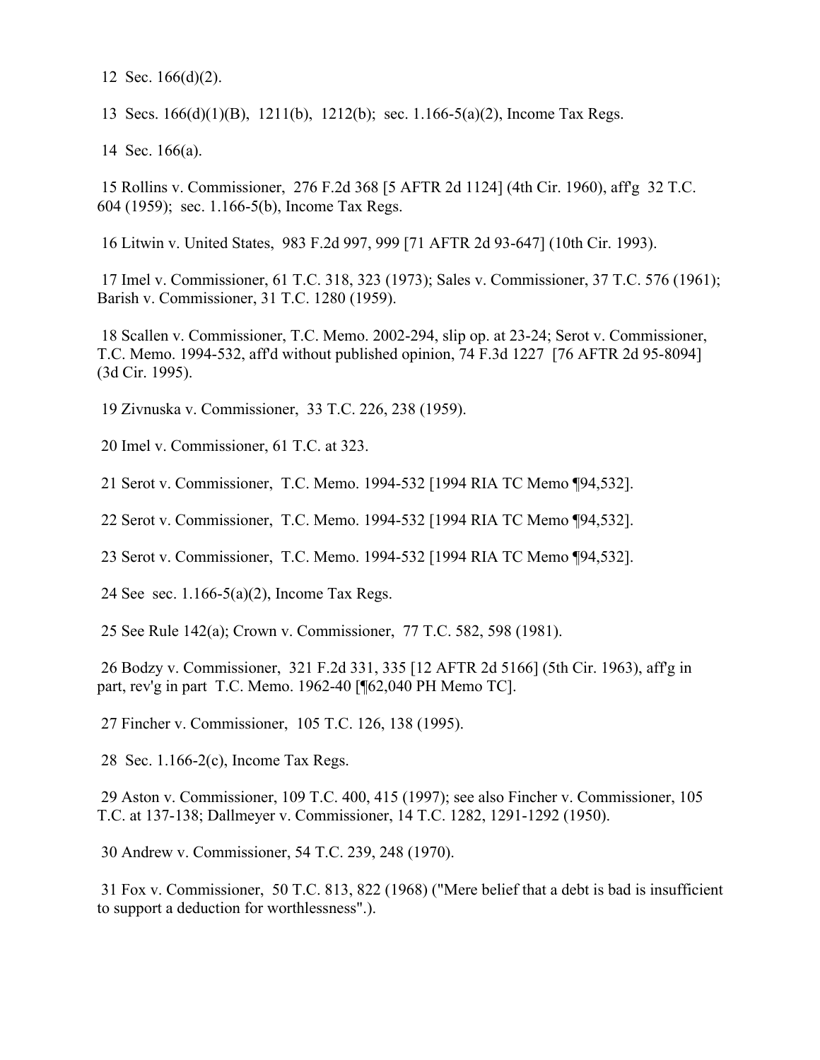12 Sec. 166(d)(2).

13 Secs. 166(d)(1)(B), 1211(b), 1212(b); sec. 1.166-5(a)(2), Income Tax Regs.

14 Sec. 166(a).

15 Rollins v. Commissioner, 276 F.2d 368 [5 AFTR 2d 1124] (4th Cir. 1960), aff'g 32 T.C. 604 (1959); sec. 1.166-5(b), Income Tax Regs.

16 Litwin v. United States, 983 F.2d 997, 999 [71 AFTR 2d 93-647] (10th Cir. 1993).

17 Imel v. Commissioner, 61 T.C. 318, 323 (1973); Sales v. Commissioner, 37 T.C. 576 (1961); Barish v. Commissioner, 31 T.C. 1280 (1959).

18 Scallen v. Commissioner, T.C. Memo. 2002-294, slip op. at 23-24; Serot v. Commissioner, T.C. Memo. 1994-532, aff'd without published opinion, 74 F.3d 1227 [76 AFTR 2d 95-8094] (3d Cir. 1995).

19 Zivnuska v. Commissioner, 33 T.C. 226, 238 (1959).

20 Imel v. Commissioner, 61 T.C. at 323.

21 Serot v. Commissioner, T.C. Memo. 1994-532 [1994 RIA TC Memo ¶94,532].

22 Serot v. Commissioner, T.C. Memo. 1994-532 [1994 RIA TC Memo ¶94,532].

23 Serot v. Commissioner, T.C. Memo. 1994-532 [1994 RIA TC Memo ¶94,532].

24 See sec. 1.166-5(a)(2), Income Tax Regs.

25 See Rule 142(a); Crown v. Commissioner, 77 T.C. 582, 598 (1981).

26 Bodzy v. Commissioner, 321 F.2d 331, 335 [12 AFTR 2d 5166] (5th Cir. 1963), aff'g in part, rev'g in part T.C. Memo. 1962-40 [¶62,040 PH Memo TC].

27 Fincher v. Commissioner, 105 T.C. 126, 138 (1995).

28 Sec. 1.166-2(c), Income Tax Regs.

29 Aston v. Commissioner, 109 T.C. 400, 415 (1997); see also Fincher v. Commissioner, 105 T.C. at 137-138; Dallmeyer v. Commissioner, 14 T.C. 1282, 1291-1292 (1950).

30 Andrew v. Commissioner, 54 T.C. 239, 248 (1970).

31 Fox v. Commissioner, 50 T.C. 813, 822 (1968) ("Mere belief that a debt is bad is insufficient to support a deduction for worthlessness".).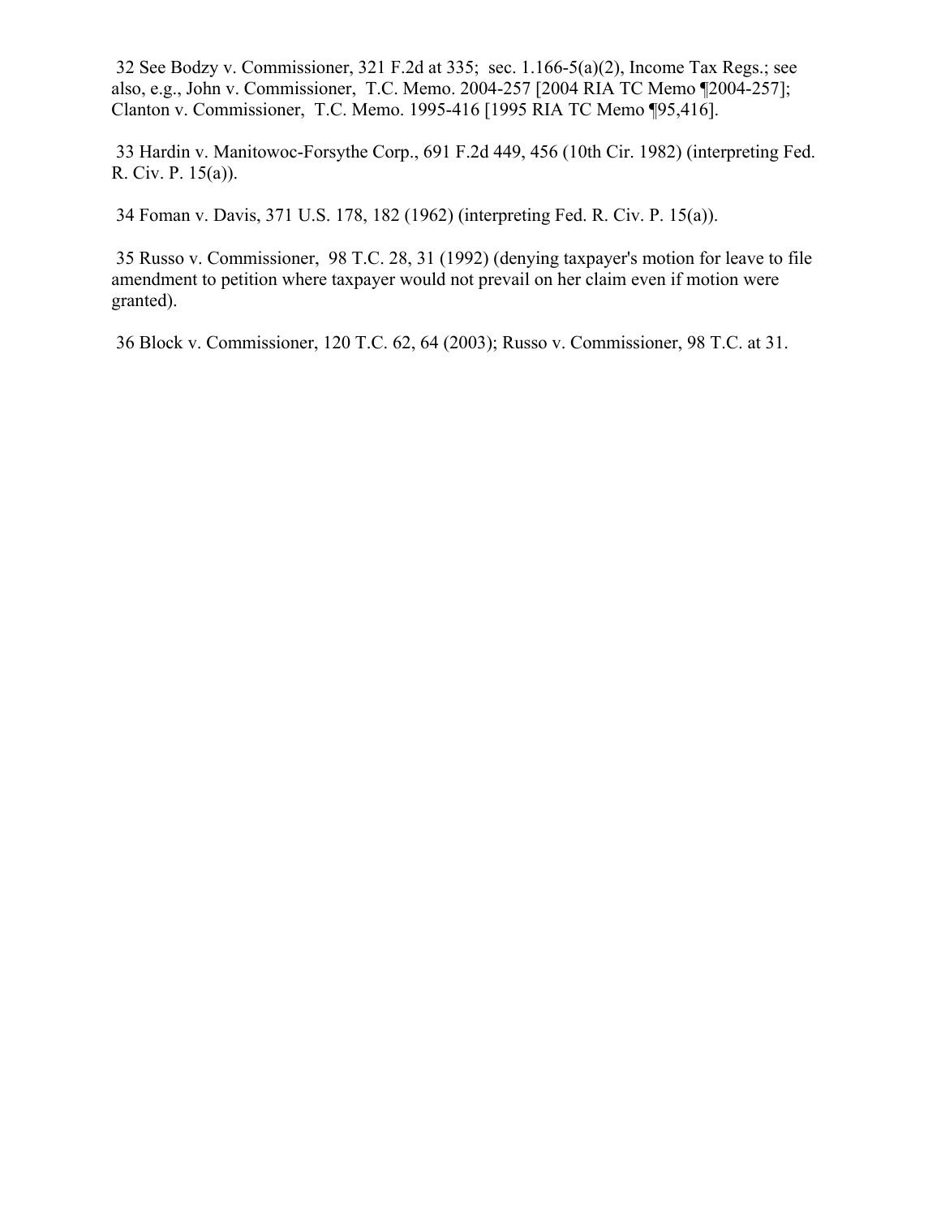32 See Bodzy v. Commissioner, 321 F.2d at 335; sec. 1.166-5(a)(2), Income Tax Regs.; see also, e.g., John v. Commissioner, T.C. Memo. 2004-257 [2004 RIA TC Memo ¶2004-257]; Clanton v. Commissioner, T.C. Memo. 1995-416 [1995 RIA TC Memo ¶95,416].

33 Hardin v. Manitowoc-Forsythe Corp., 691 F.2d 449, 456 (10th Cir. 1982) (interpreting Fed. R. Civ. P. 15(a)).

34 Foman v. Davis, 371 U.S. 178, 182 (1962) (interpreting Fed. R. Civ. P. 15(a)).

35 Russo v. Commissioner, 98 T.C. 28, 31 (1992) (denying taxpayer's motion for leave to file amendment to petition where taxpayer would not prevail on her claim even if motion were granted).

36 Block v. Commissioner, 120 T.C. 62, 64 (2003); Russo v. Commissioner, 98 T.C. at 31.